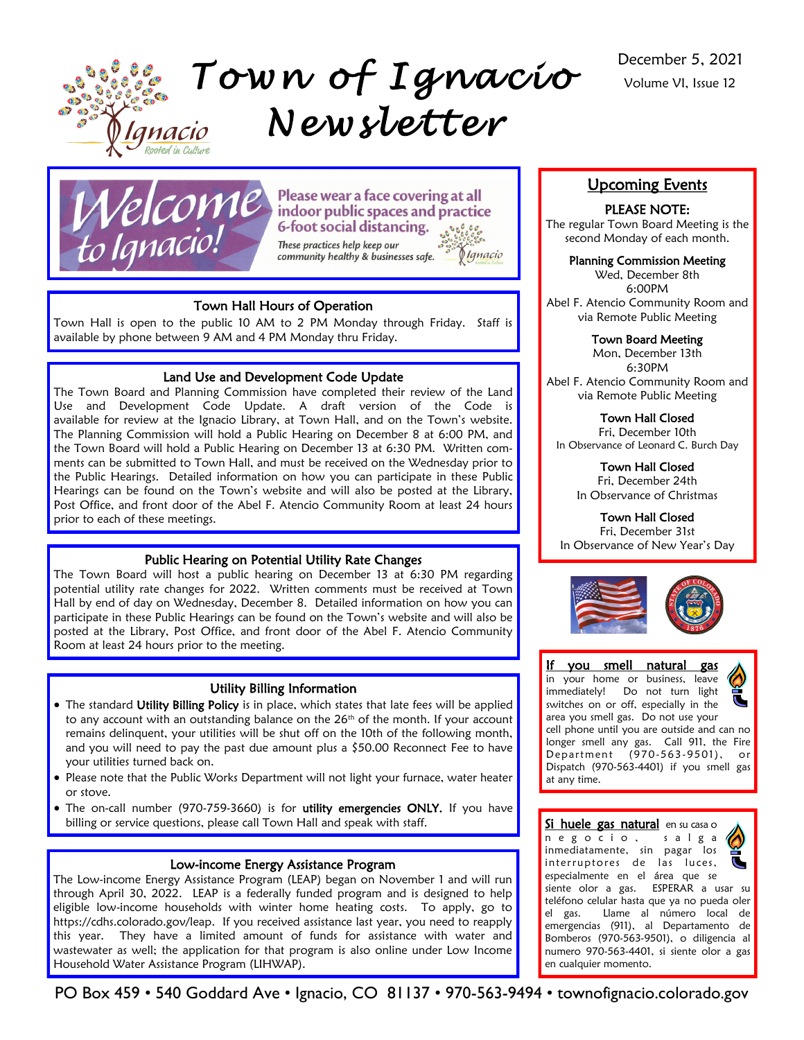# Town of Ignacio Newsletter

December 5, 2021

Volume VI, Issue 12

**Welcome to Ignacio!**

Please wear a face covering at all indoor public spaces and practice 6-foot social distancing.

*These practices help keep our community healthy & businesses safe.*

## Town Hall Hours of Operation

Town Hall is open to the public 10 AM to 2 PM Monday through Friday. Staff is available by phone between 9 AM and 4 PM Monday thru Friday.

## Land Use and Development Code Update

The Town Board and Planning Commission have completed their review of the Land Use and Development Code Update. A draft version of the Code is available for review at the Ignacio Library, at Town Hall, and on the Town's website. The Planning Commission will hold a Public Hearing on December 8 at 6:00 PM, and the Town Board will hold a Public Hearing on December 13 at 6:30 PM. Written comments can be submitted to Town Hall, and must be received on the Wednesday prior to the Public Hearings. Detailed information on how you can participate in these Public Hearings can be found on the Town's website and will also be posted at the Library, Post Office, and front door of the Abel F. Atencio Community Room at least 24 hours prior to each of these meetings.

## Public Hearing on Potential Utility Rate Changes

The Town Board will host a public hearing on December 13 at 6:30 PM regarding potential utility rate changes for 2022. Written comments must be received at Town Hall by end of day on Wednesday, December 8. Detailed information on how you can participate in these Public Hearings can be found on the Town's website and will also be posted at the Library, Post Office, and front door of the Abel F. Atencio Community Room at least 24 hours prior to the meeting.

## Utility Billing Information

- The standard **Utility Billing Policy** is in place, which states that late fees will be applied to any account with an outstanding balance on the 26th of the month. If your account remains delinquent, your utilities will be shut off on the 10th of the following month, and you will need to pay the past due amount plus a $50.00 Reconnect Fee to have your utilities turned back on.
- Please note that the Public Works Department will not light your furnace, water heater or stove.
- The on-call number (970-759-3660) is for **utility emergencies ONLY.** If you have billing or service questions, please call Town Hall and speak with staff.

## Low-income Energy Assistance Program

The Low-income Energy Assistance Program (LEAP) began on November 1 and will run through April 30, 2022. LEAP is a federally funded program and is designed to help eligible low-income households with winter home heating costs. To apply, go to https://cdhs.colorado.gov/leap. If you received assistance last year, you need to reapply this year. They have a limited amount of funds for assistance with water and wastewater as well; the application for that program is also online under Low Income Household Water Assistance Program (LIHWAP).

## Upcoming Events

**PLEASE NOTE:**
The regular Town Board Meeting is the second Monday of each month.

**Planning Commission Meeting**
Wed, December 8th
6:00PM
Abel F. Atencio Community Room and via Remote Public Meeting

**Town Board Meeting**
Mon, December 13th
6:30PM
Abel F. Atencio Community Room and via Remote Public Meeting

**Town Hall Closed**
Fri, December 10th
In Observance of Leonard C. Burch Day

**Town Hall Closed**
Fri, December 24th
In Observance of Christmas

**Town Hall Closed**
Fri, December 31st
In Observance of New Year's Day

**If you smell natural gas** in your home or business, leave immediately! Do not turn light switches on or off, especially in the area you smell gas. Do not use your cell phone until you are outside and can no longer smell any gas. Call 911, the Fire Department (970-563-9501), or Dispatch (970-563-4401) if you smell gas at any time.

**Si huele gas natural** en su casa o negocio, salga inmediatamente, sin pagar los interruptores de las luces, especialmente en el área que se siente olor a gas. ESPERAR a usar su teléfono celular hasta que ya no pueda oler el gas. Llame al número local de emergencias (911), al Departamento de Bomberos (970-563-9501), o diligencia al numero 970-563-4401, si siente olor a gas en cualquier momento.

PO Box 459 • 540 Goddard Ave • Ignacio, CO 81137 • 970-563-9494 • townofignacio.colorado.gov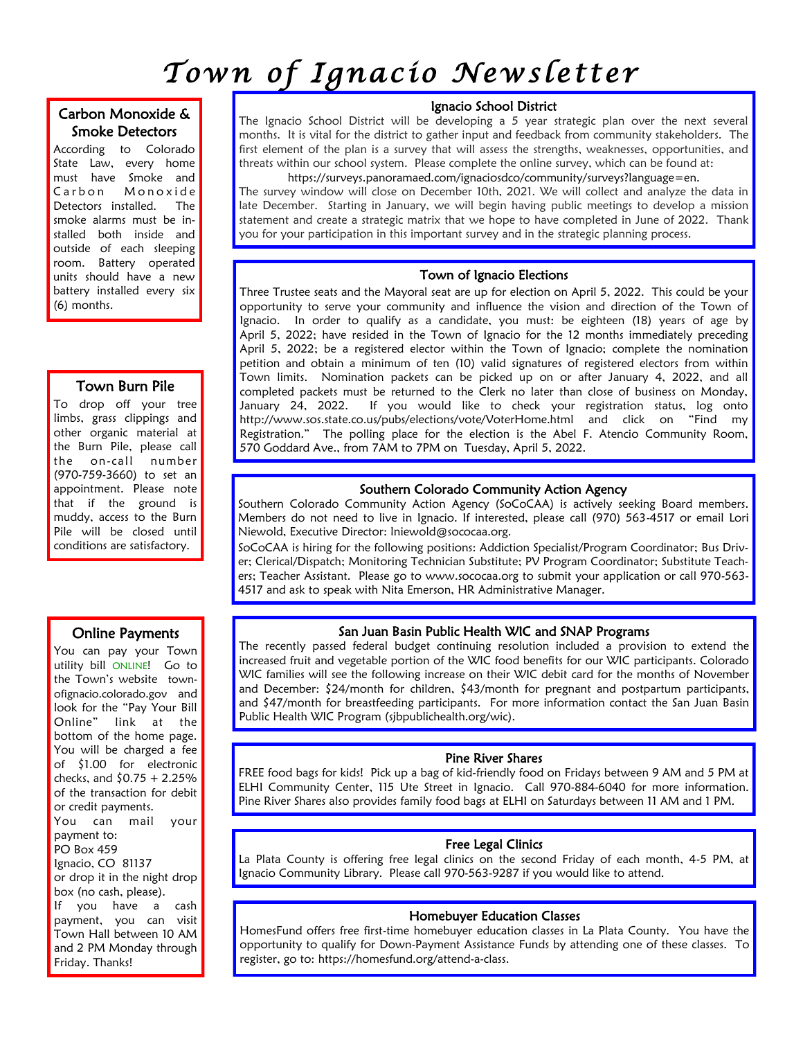# Town of Ignacio Newsletter

## Carbon Monoxide & Smoke Detectors

According to Colorado State Law, every home must have Smoke and Carbon Monoxide Detectors installed. The smoke alarms must be installed both inside and outside of each sleeping room. Battery operated units should have a new battery installed every six (6) months.

## Town Burn Pile

To drop off your tree limbs, grass clippings and other organic material at the Burn Pile, please call the on-call number (970-759-3660) to set an appointment. Please note that if the ground is muddy, access to the Burn Pile will be closed until conditions are satisfactory.

## Online Payments

You can pay your Town utility bill ONLINE! Go to the Town's website townofignacio.colorado.gov and look for the "Pay Your Bill Online" link at the bottom of the home page. You will be charged a fee of $1.00 for electronic checks, and $0.75 + 2.25% of the transaction for debit or credit payments.

You can mail your payment to:
PO Box 459
Ignacio, CO 81137
or drop it in the night drop box (no cash, please).

If you have a cash payment, you can visit Town Hall between 10 AM and 2 PM Monday through Friday. Thanks!

## Ignacio School District

The Ignacio School District will be developing a 5 year strategic plan over the next several months. It is vital for the district to gather input and feedback from community stakeholders. The first element of the plan is a survey that will assess the strengths, weaknesses, opportunities, and threats within our school system. Please complete the online survey, which can be found at:

https://surveys.panoramaed.com/ignaciosdco/community/surveys?language=en.

The survey window will close on December 10th, 2021. We will collect and analyze the data in late December. Starting in January, we will begin having public meetings to develop a mission statement and create a strategic matrix that we hope to have completed in June of 2022. Thank you for your participation in this important survey and in the strategic planning process.

## Town of Ignacio Elections

Three Trustee seats and the Mayoral seat are up for election on April 5, 2022. This could be your opportunity to serve your community and influence the vision and direction of the Town of Ignacio. In order to qualify as a candidate, you must: be eighteen (18) years of age by April 5, 2022; have resided in the Town of Ignacio for the 12 months immediately preceding April 5, 2022; be a registered elector within the Town of Ignacio; complete the nomination petition and obtain a minimum of ten (10) valid signatures of registered electors from within Town limits. Nomination packets can be picked up on or after January 4, 2022, and all completed packets must be returned to the Clerk no later than close of business on Monday, January 24, 2022. If you would like to check your registration status, log onto http://www.sos.state.co.us/pubs/elections/vote/VoterHome.html and click on "Find my Registration." The polling place for the election is the Abel F. Atencio Community Room, 570 Goddard Ave., from 7AM to 7PM on Tuesday, April 5, 2022.

## Southern Colorado Community Action Agency

Southern Colorado Community Action Agency (SoCoCAA) is actively seeking Board members. Members do not need to live in Ignacio. If interested, please call (970) 563-4517 or email Lori Niewold, Executive Director: lniewold@sococaa.org.

SoCoCAA is hiring for the following positions: Addiction Specialist/Program Coordinator; Bus Driver; Clerical/Dispatch; Monitoring Technician Substitute; PV Program Coordinator; Substitute Teachers; Teacher Assistant. Please go to www.sococaa.org to submit your application or call 970-563-4517 and ask to speak with Nita Emerson, HR Administrative Manager.

## San Juan Basin Public Health WIC and SNAP Programs

The recently passed federal budget continuing resolution included a provision to extend the increased fruit and vegetable portion of the WIC food benefits for our WIC participants. Colorado WIC families will see the following increase on their WIC debit card for the months of November and December: $24/month for children, $43/month for pregnant and postpartum participants, and $47/month for breastfeeding participants. For more information contact the San Juan Basin Public Health WIC Program (sjbpublichealth.org/wic).

## Pine River Shares

FREE food bags for kids! Pick up a bag of kid-friendly food on Fridays between 9 AM and 5 PM at ELHI Community Center, 115 Ute Street in Ignacio. Call 970-884-6040 for more information. Pine River Shares also provides family food bags at ELHI on Saturdays between 11 AM and 1 PM.

## Free Legal Clinics

La Plata County is offering free legal clinics on the second Friday of each month, 4-5 PM, at Ignacio Community Library. Please call 970-563-9287 if you would like to attend.

## Homebuyer Education Classes

HomesFund offers free first-time homebuyer education classes in La Plata County. You have the opportunity to qualify for Down-Payment Assistance Funds by attending one of these classes. To register, go to: https://homesfund.org/attend-a-class.